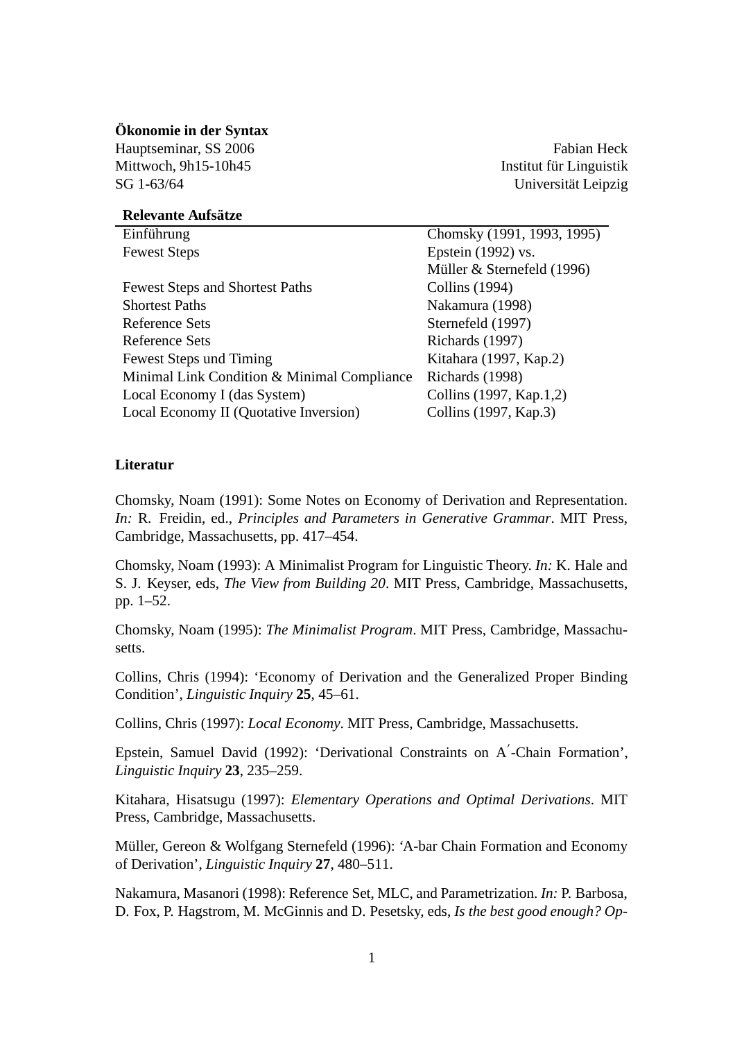**Ökonomie in der Syntax**

Hauptseminar, SS 2006
Mittwoch, 9h15-10h45
SG 1-63/64

Fabian Heck
Institut für Linguistik
Universität Leipzig

| **Relevante Aufsätze** | |
|---|---|
| Einführung | Chomsky (1991, 1993, 1995) |
| Fewest Steps | Epstein (1992) vs. Müller & Sternefeld (1996) |
| Fewest Steps and Shortest Paths | Collins (1994) |
| Shortest Paths | Nakamura (1998) |
| Reference Sets | Sternefeld (1997) |
| Reference Sets | Richards (1997) |
| Fewest Steps und Timing | Kitahara (1997, Kap.2) |
| Minimal Link Condition & Minimal Compliance | Richards (1998) |
| Local Economy I (das System) | Collins (1997, Kap.1,2) |
| Local Economy II (Quotative Inversion) | Collins (1997, Kap.3) |

**Literatur**

Chomsky, Noam (1991): Some Notes on Economy of Derivation and Representation. *In:* R. Freidin, ed., *Principles and Parameters in Generative Grammar*. MIT Press, Cambridge, Massachusetts, pp. 417–454.

Chomsky, Noam (1993): A Minimalist Program for Linguistic Theory. *In:* K. Hale and S. J. Keyser, eds, *The View from Building 20*. MIT Press, Cambridge, Massachusetts, pp. 1–52.

Chomsky, Noam (1995): *The Minimalist Program*. MIT Press, Cambridge, Massachusetts.

Collins, Chris (1994): 'Economy of Derivation and the Generalized Proper Binding Condition', *Linguistic Inquiry* **25**, 45–61.

Collins, Chris (1997): *Local Economy*. MIT Press, Cambridge, Massachusetts.

Epstein, Samuel David (1992): 'Derivational Constraints on A′-Chain Formation', *Linguistic Inquiry* **23**, 235–259.

Kitahara, Hisatsugu (1997): *Elementary Operations and Optimal Derivations*. MIT Press, Cambridge, Massachusetts.

Müller, Gereon & Wolfgang Sternefeld (1996): 'A-bar Chain Formation and Economy of Derivation', *Linguistic Inquiry* **27**, 480–511.

Nakamura, Masanori (1998): Reference Set, MLC, and Parametrization. *In:* P. Barbosa, D. Fox, P. Hagstrom, M. McGinnis and D. Pesetsky, eds, *Is the best good enough? Op-*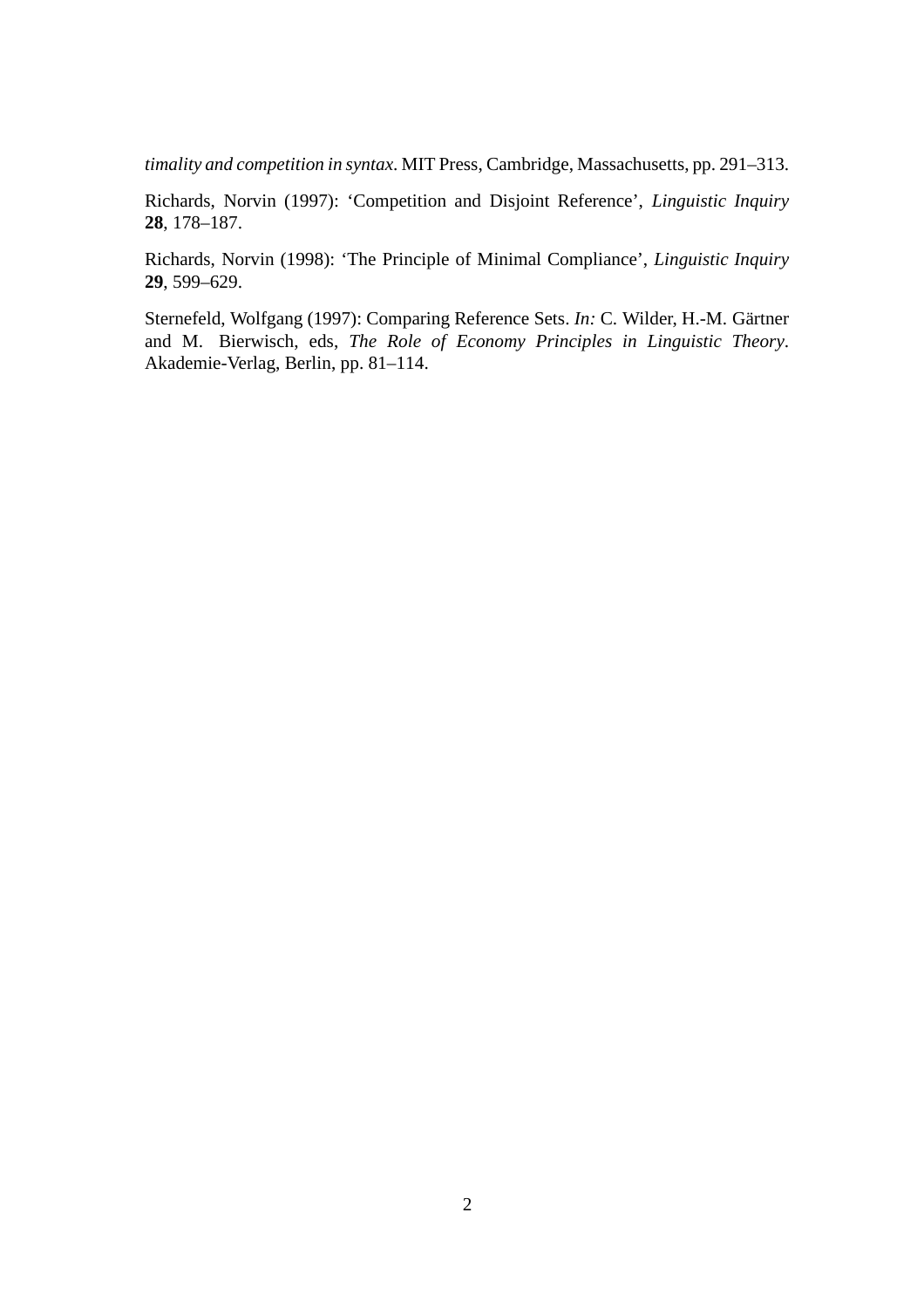*timality and competition in syntax*. MIT Press, Cambridge, Massachusetts, pp. 291–313.

Richards, Norvin (1997): 'Competition and Disjoint Reference', *Linguistic Inquiry* **28**, 178–187.

Richards, Norvin (1998): 'The Principle of Minimal Compliance', *Linguistic Inquiry* **29**, 599–629.

Sternefeld, Wolfgang (1997): Comparing Reference Sets. *In:* C. Wilder, H.-M. Gärtner and M. Bierwisch, eds, *The Role of Economy Principles in Linguistic Theory*. Akademie-Verlag, Berlin, pp. 81–114.